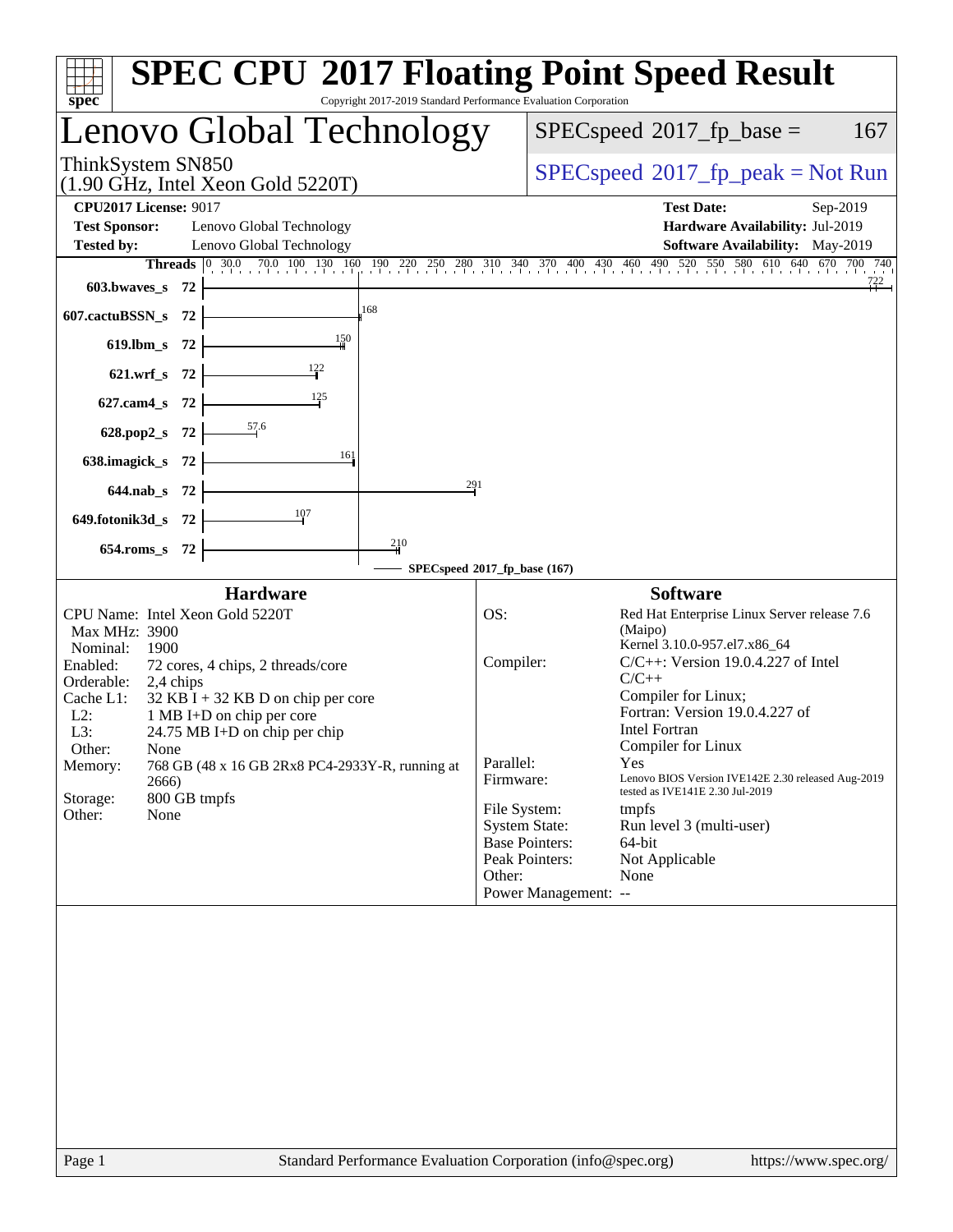# SPEC CPU 2017 Floating Point Speed Result

Copyright 2017-2019 Standard Performance Evaluation Corporation

## Lenovo Global Technology

ThinkSystem SN850
(1.90 GHz, Intel Xeon Gold 5220T)

SPECspeed 2017_fp_base = 167

SPECspeed 2017_fp_peak = Not Run

**CPU2017 License:** 9017
**Test Sponsor:** Lenovo Global Technology
**Tested by:** Lenovo Global Technology

**Test Date:** Sep-2019
**Hardware Availability:** Jul-2019
**Software Availability:** May-2019

| Benchmark | Threads | Base |
|---|---|---|
| 603.bwaves_s | 72 | 722 |
| 607.cactuBSSN_s | 72 | 168 |
| 619.lbm_s | 72 | 150 |
| 621.wrf_s | 72 | 122 |
| 627.cam4_s | 72 | 125 |
| 628.pop2_s | 72 | 57.6 |
| 638.imagick_s | 72 | 161 |
| 644.nab_s | 72 | 291 |
| 649.fotonik3d_s | 72 | 107 |
| 654.roms_s | 72 | 210 |

SPECspeed 2017_fp_base (167)

### Hardware

| | |
|---|---|
| CPU Name: | Intel Xeon Gold 5220T |
| Max MHz: | 3900 |
| Nominal: | 1900 |
| Enabled: | 72 cores, 4 chips, 2 threads/core |
| Orderable: | 2,4 chips |
| Cache L1: | 32 KB I + 32 KB D on chip per core |
| L2: | 1 MB I+D on chip per core |
| L3: | 24.75 MB I+D on chip per chip |
| Other: | None |
| Memory: | 768 GB (48 x 16 GB 2Rx8 PC4-2933Y-R, running at 2666) |
| Storage: | 800 GB tmpfs |
| Other: | None |

### Software

| | |
|---|---|
| OS: | Red Hat Enterprise Linux Server release 7.6 (Maipo) Kernel 3.10.0-957.el7.x86_64 |
| Compiler: | C/C++: Version 19.0.4.227 of Intel C/C++ Compiler for Linux; Fortran: Version 19.0.4.227 of Intel Fortran Compiler for Linux |
| Parallel: | Yes |
| Firmware: | Lenovo BIOS Version IVE142E 2.30 released Aug-2019 tested as IVE141E 2.30 Jul-2019 |
| File System: | tmpfs |
| System State: | Run level 3 (multi-user) |
| Base Pointers: | 64-bit |
| Peak Pointers: | Not Applicable |
| Other: | None |
| Power Management: | -- |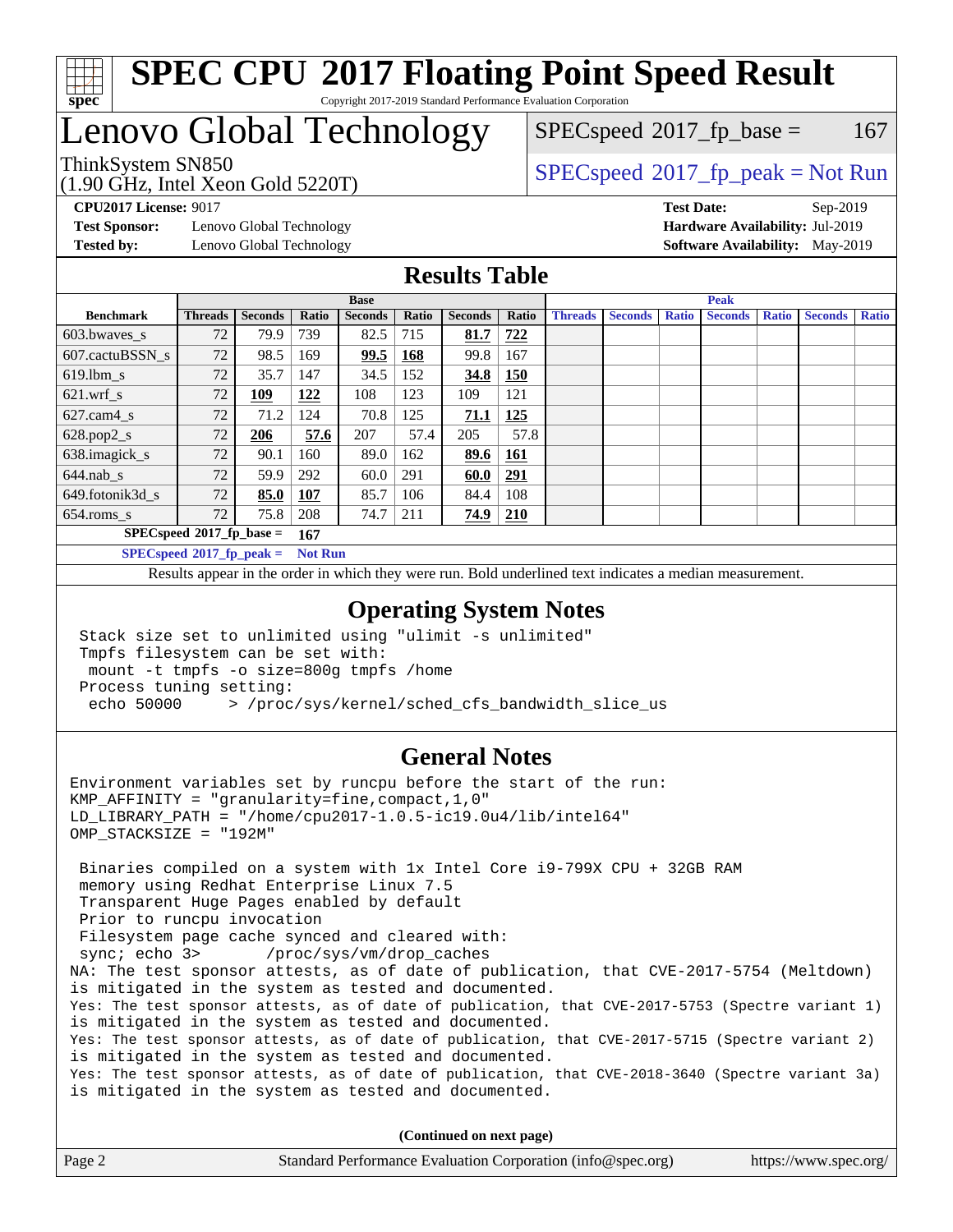# SPEC CPU 2017 Floating Point Speed Result

Copyright 2017-2019 Standard Performance Evaluation Corporation

# Lenovo Global Technology

ThinkSystem SN850
(1.90 GHz, Intel Xeon Gold 5220T)

SPECspeed 2017_fp_base = 167

SPECspeed 2017_fp_peak = Not Run

**CPU2017 License:** 9017
**Test Sponsor:** Lenovo Global Technology
**Tested by:** Lenovo Global Technology

**Test Date:** Sep-2019
**Hardware Availability:** Jul-2019
**Software Availability:** May-2019

## Results Table

| Benchmark | Base | | | | | | | Peak | | | | | | |
|---|---|---|---|---|---|---|---|---|---|---|---|---|---|---|
| | Threads | Seconds | Ratio | Seconds | Ratio | Seconds | Ratio | Threads | Seconds | Ratio | Seconds | Ratio | Seconds | Ratio |
| 603.bwaves_s | 72 | 79.9 | 739 | 82.5 | 715 | **81.7** | **722** | | | | | | | |
| 607.cactuBSSN_s | 72 | 98.5 | 169 | **99.5** | **168** | 99.8 | 167 | | | | | | | |
| 619.lbm_s | 72 | 35.7 | 147 | 34.5 | 152 | **34.8** | **150** | | | | | | | |
| 621.wrf_s | 72 | **109** | **122** | 108 | 123 | 109 | 121 | | | | | | | |
| 627.cam4_s | 72 | 71.2 | 124 | 70.8 | 125 | **71.1** | **125** | | | | | | | |
| 628.pop2_s | 72 | **206** | **57.6** | 207 | 57.4 | 205 | 57.8 | | | | | | | |
| 638.imagick_s | 72 | 90.1 | 160 | 89.0 | 162 | **89.6** | **161** | | | | | | | |
| 644.nab_s | 72 | 59.9 | 292 | 60.0 | 291 | **60.0** | **291** | | | | | | | |
| 649.fotonik3d_s | 72 | **85.0** | **107** | 85.7 | 106 | 84.4 | 108 | | | | | | | |
| 654.roms_s | 72 | 75.8 | 208 | 74.7 | 211 | **74.9** | **210** | | | | | | | |

**SPECspeed 2017_fp_base = 167**

**SPECspeed 2017_fp_peak = Not Run**

Results appear in the order in which they were run. Bold underlined text indicates a median measurement.

## Operating System Notes

```
Stack size set to unlimited using "ulimit -s unlimited"
Tmpfs filesystem can be set with:
 mount -t tmpfs -o size=800g tmpfs /home
Process tuning setting:
 echo 50000     > /proc/sys/kernel/sched_cfs_bandwidth_slice_us
```

## General Notes

```
Environment variables set by runcpu before the start of the run:
KMP_AFFINITY = "granularity=fine,compact,1,0"
LD_LIBRARY_PATH = "/home/cpu2017-1.0.5-ic19.0u4/lib/intel64"
OMP_STACKSIZE = "192M"

 Binaries compiled on a system with 1x Intel Core i9-799X CPU + 32GB RAM
 memory using Redhat Enterprise Linux 7.5
 Transparent Huge Pages enabled by default
 Prior to runcpu invocation
 Filesystem page cache synced and cleared with:
 sync; echo 3>       /proc/sys/vm/drop_caches
NA: The test sponsor attests, as of date of publication, that CVE-2017-5754 (Meltdown)
is mitigated in the system as tested and documented.
Yes: The test sponsor attests, as of date of publication, that CVE-2017-5753 (Spectre variant 1)
is mitigated in the system as tested and documented.
Yes: The test sponsor attests, as of date of publication, that CVE-2017-5715 (Spectre variant 2)
is mitigated in the system as tested and documented.
Yes: The test sponsor attests, as of date of publication, that CVE-2018-3640 (Spectre variant 3a)
is mitigated in the system as tested and documented.
```

**(Continued on next page)**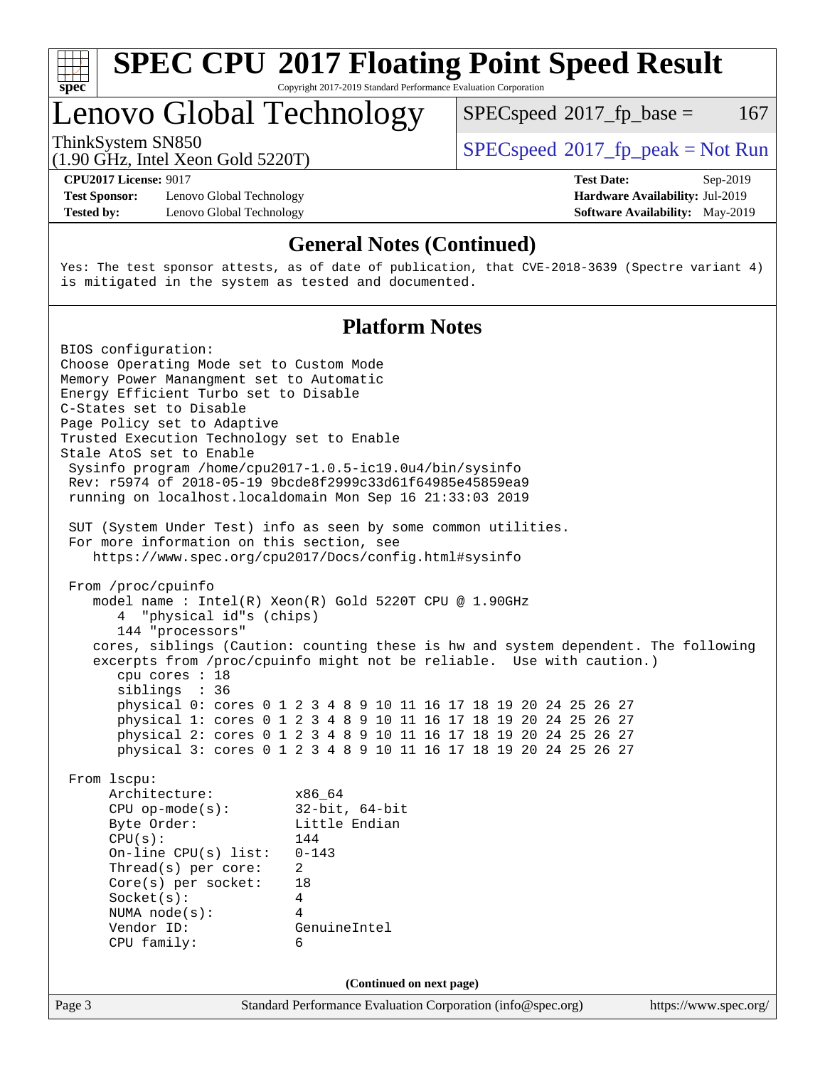# SPEC CPU 2017 Floating Point Speed Result

Copyright 2017-2019 Standard Performance Evaluation Corporation

## Lenovo Global Technology

ThinkSystem SN850
(1.90 GHz, Intel Xeon Gold 5220T)

SPECspeed 2017_fp_base = 167

SPECspeed 2017_fp_peak = Not Run

**CPU2017 License:** 9017
**Test Sponsor:** Lenovo Global Technology
**Tested by:** Lenovo Global Technology

**Test Date:** Sep-2019
**Hardware Availability:** Jul-2019
**Software Availability:** May-2019

### General Notes (Continued)

```
Yes: The test sponsor attests, as of date of publication, that CVE-2018-3639 (Spectre variant 4)
is mitigated in the system as tested and documented.
```

### Platform Notes

```
BIOS configuration:
Choose Operating Mode set to Custom Mode
Memory Power Manangment set to Automatic
Energy Efficient Turbo set to Disable
C-States set to Disable
Page Policy set to Adaptive
Trusted Execution Technology set to Enable
Stale AtoS set to Enable
 Sysinfo program /home/cpu2017-1.0.5-ic19.0u4/bin/sysinfo
 Rev: r5974 of 2018-05-19 9bcde8f2999c33d61f64985e45859ea9
 running on localhost.localdomain Mon Sep 16 21:33:03 2019

 SUT (System Under Test) info as seen by some common utilities.
 For more information on this section, see
    https://www.spec.org/cpu2017/Docs/config.html#sysinfo

 From /proc/cpuinfo
    model name : Intel(R) Xeon(R) Gold 5220T CPU @ 1.90GHz
       4  "physical id"s (chips)
       144 "processors"
    cores, siblings (Caution: counting these is hw and system dependent. The following
    excerpts from /proc/cpuinfo might not be reliable.  Use with caution.)
       cpu cores : 18
       siblings  : 36
       physical 0: cores 0 1 2 3 4 8 9 10 11 16 17 18 19 20 24 25 26 27
       physical 1: cores 0 1 2 3 4 8 9 10 11 16 17 18 19 20 24 25 26 27
       physical 2: cores 0 1 2 3 4 8 9 10 11 16 17 18 19 20 24 25 26 27
       physical 3: cores 0 1 2 3 4 8 9 10 11 16 17 18 19 20 24 25 26 27

 From lscpu:
      Architecture:          x86_64
      CPU op-mode(s):        32-bit, 64-bit
      Byte Order:            Little Endian
      CPU(s):                144
      On-line CPU(s) list:   0-143
      Thread(s) per core:    2
      Core(s) per socket:    18
      Socket(s):             4
      NUMA node(s):          4
      Vendor ID:             GenuineIntel
      CPU family:            6
```

(Continued on next page)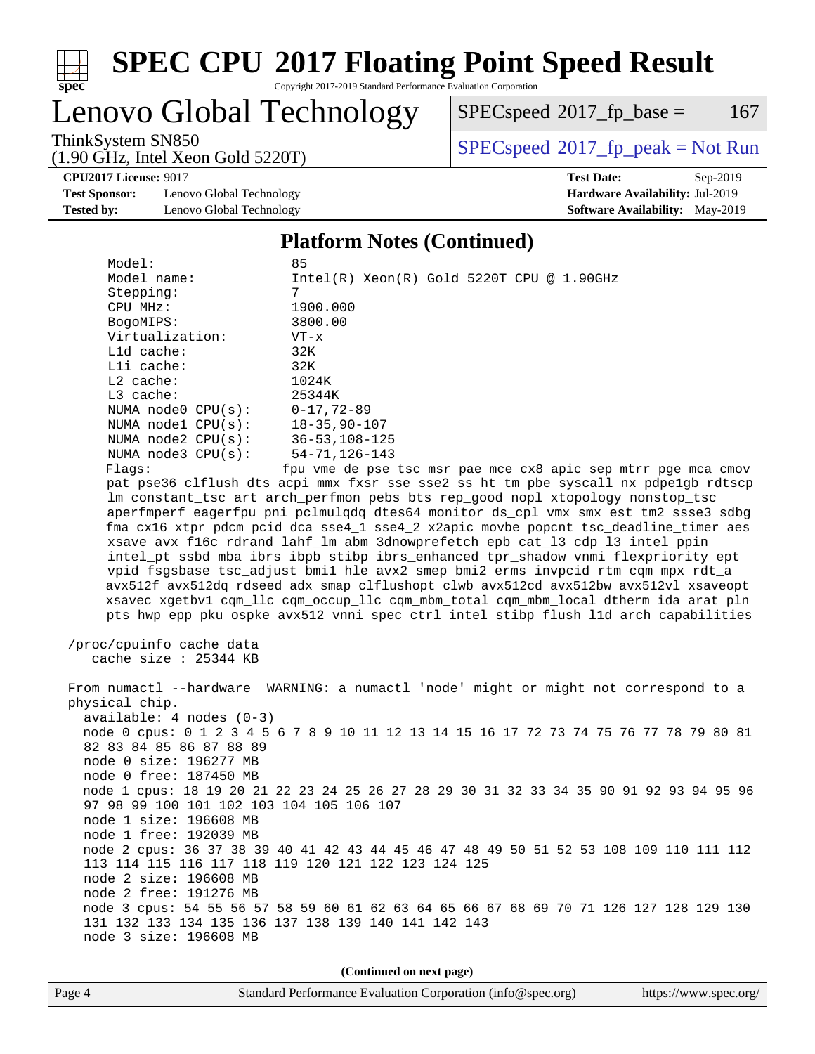## Platform Notes (Continued)

```
     Model:                 85
     Model name:            Intel(R) Xeon(R) Gold 5220T CPU @ 1.90GHz
     Stepping:              7
     CPU MHz:               1900.000
     BogoMIPS:              3800.00
     Virtualization:        VT-x
     L1d cache:             32K
     L1i cache:             32K
     L2 cache:              1024K
     L3 cache:              25344K
     NUMA node0 CPU(s):     0-17,72-89
     NUMA node1 CPU(s):     18-35,90-107
     NUMA node2 CPU(s):     36-53,108-125
     NUMA node3 CPU(s):     54-71,126-143
     Flags:                 fpu vme de pse tsc msr pae mce cx8 apic sep mtrr pge mca cmov
     pat pse36 clflush dts acpi mmx fxsr sse sse2 ss ht tm pbe syscall nx pdpe1gb rdtscp
     lm constant_tsc art arch_perfmon pebs bts rep_good nopl xtopology nonstop_tsc
     aperfmperf eagerfpu pni pclmulqdq dtes64 monitor ds_cpl vmx smx est tm2 ssse3 sdbg
     fma cx16 xtpr pdcm pcid dca sse4_1 sse4_2 x2apic movbe popcnt tsc_deadline_timer aes
     xsave avx f16c rdrand lahf_lm abm 3dnowprefetch epb cat_l3 cdp_l3 intel_ppin
     intel_pt ssbd mba ibrs ibpb stibp ibrs_enhanced tpr_shadow vnmi flexpriority ept
     vpid fsgsbase tsc_adjust bmi1 hle avx2 smep bmi2 erms invpcid rtm cqm mpx rdt_a
     avx512f avx512dq rdseed adx smap clflushopt clwb avx512cd avx512bw avx512vl xsaveopt
     xsavec xgetbv1 cqm_llc cqm_occup_llc cqm_mbm_total cqm_mbm_local dtherm ida arat pln
     pts hwp_epp pku ospke avx512_vnni spec_ctrl intel_stibp flush_l1d arch_capabilities

 /proc/cpuinfo cache data
    cache size : 25344 KB

 From numactl --hardware  WARNING: a numactl 'node' might or might not correspond to a
 physical chip.
   available: 4 nodes (0-3)
   node 0 cpus: 0 1 2 3 4 5 6 7 8 9 10 11 12 13 14 15 16 17 72 73 74 75 76 77 78 79 80 81
   82 83 84 85 86 87 88 89
   node 0 size: 196277 MB
   node 0 free: 187450 MB
   node 1 cpus: 18 19 20 21 22 23 24 25 26 27 28 29 30 31 32 33 34 35 90 91 92 93 94 95 96
   97 98 99 100 101 102 103 104 105 106 107
   node 1 size: 196608 MB
   node 1 free: 192039 MB
   node 2 cpus: 36 37 38 39 40 41 42 43 44 45 46 47 48 49 50 51 52 53 108 109 110 111 112
   113 114 115 116 117 118 119 120 121 122 123 124 125
   node 2 size: 196608 MB
   node 2 free: 191276 MB
   node 3 cpus: 54 55 56 57 58 59 60 61 62 63 64 65 66 67 68 69 70 71 126 127 128 129 130
   131 132 133 134 135 136 137 138 139 140 141 142 143
   node 3 size: 196608 MB
```

**(Continued on next page)**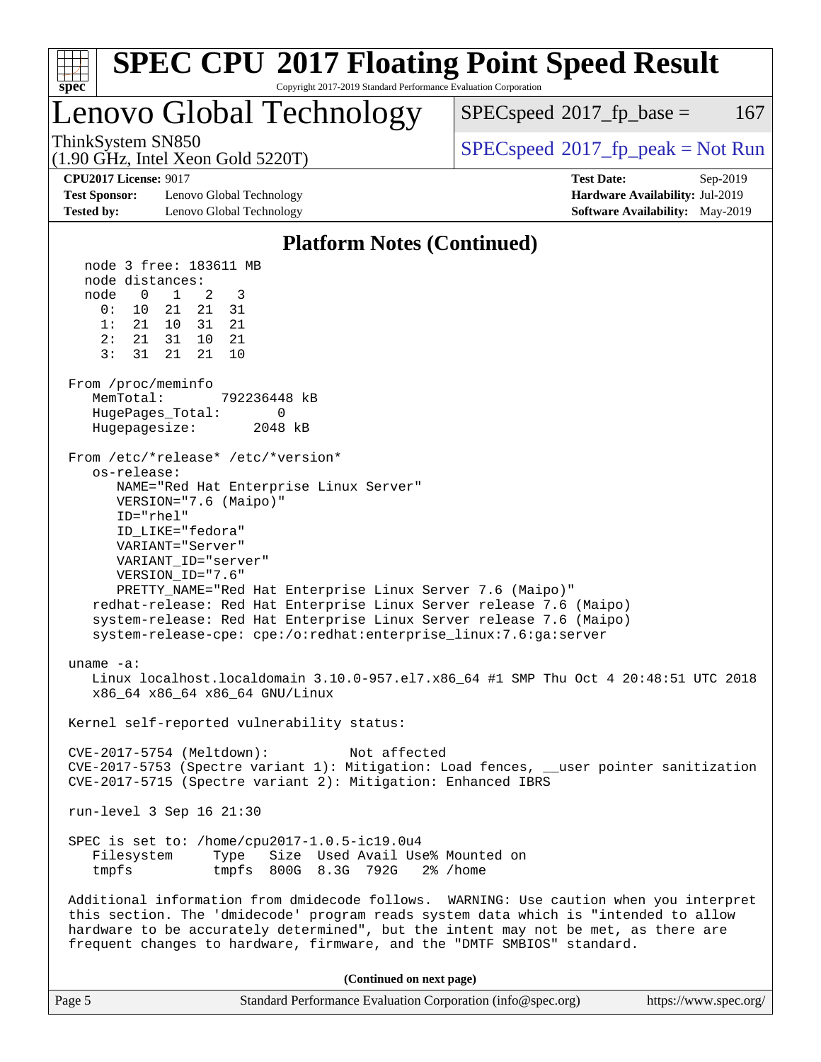# SPEC CPU 2017 Floating Point Speed Result

Copyright 2017-2019 Standard Performance Evaluation Corporation

## Lenovo Global Technology

ThinkSystem SN850
(1.90 GHz, Intel Xeon Gold 5220T)

SPECspeed 2017_fp_base = 167

SPECspeed 2017_fp_peak = Not Run

**CPU2017 License:** 9017
**Test Sponsor:** Lenovo Global Technology
**Tested by:** Lenovo Global Technology

**Test Date:** Sep-2019
**Hardware Availability:** Jul-2019
**Software Availability:** May-2019

### Platform Notes (Continued)

```
   node 3 free: 183611 MB
   node distances:
   node   0   1   2   3
     0:  10  21  21  31
     1:  21  10  31  21
     2:  21  31  10  21
     3:  31  21  21  10

 From /proc/meminfo
    MemTotal:       792236448 kB
    HugePages_Total:       0
    Hugepagesize:       2048 kB

 From /etc/*release* /etc/*version*
    os-release:
       NAME="Red Hat Enterprise Linux Server"
       VERSION="7.6 (Maipo)"
       ID="rhel"
       ID_LIKE="fedora"
       VARIANT="Server"
       VARIANT_ID="server"
       VERSION_ID="7.6"
       PRETTY_NAME="Red Hat Enterprise Linux Server 7.6 (Maipo)"
    redhat-release: Red Hat Enterprise Linux Server release 7.6 (Maipo)
    system-release: Red Hat Enterprise Linux Server release 7.6 (Maipo)
    system-release-cpe: cpe:/o:redhat:enterprise_linux:7.6:ga:server

 uname -a:
    Linux localhost.localdomain 3.10.0-957.el7.x86_64 #1 SMP Thu Oct 4 20:48:51 UTC 2018
    x86_64 x86_64 x86_64 GNU/Linux

 Kernel self-reported vulnerability status:

 CVE-2017-5754 (Meltdown):          Not affected
 CVE-2017-5753 (Spectre variant 1): Mitigation: Load fences, __user pointer sanitization
 CVE-2017-5715 (Spectre variant 2): Mitigation: Enhanced IBRS

 run-level 3 Sep 16 21:30

 SPEC is set to: /home/cpu2017-1.0.5-ic19.0u4
    Filesystem     Type   Size  Used Avail Use% Mounted on
    tmpfs          tmpfs  800G  8.3G  792G   2% /home

 Additional information from dmidecode follows.  WARNING: Use caution when you interpret
 this section. The 'dmidecode' program reads system data which is "intended to allow
 hardware to be accurately determined", but the intent may not be met, as there are
 frequent changes to hardware, firmware, and the "DMTF SMBIOS" standard.
```

**(Continued on next page)**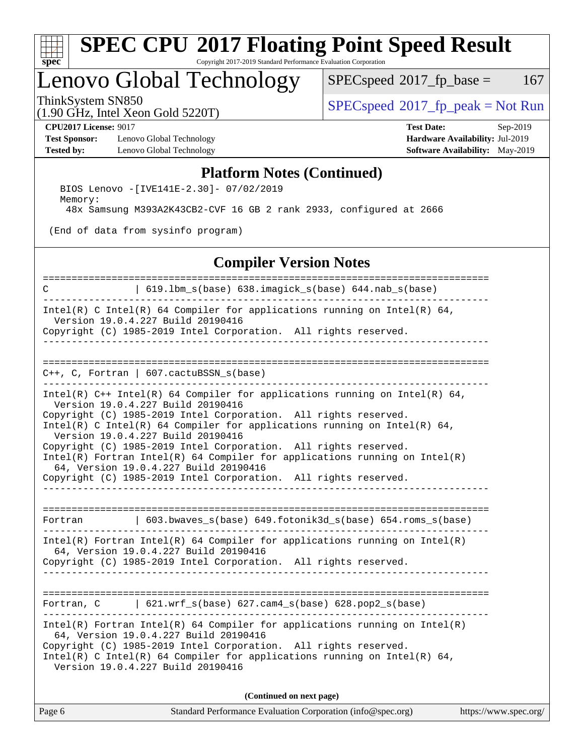## Platform Notes (Continued)

```
BIOS Lenovo -[IVE141E-2.30]- 07/02/2019
Memory:
 48x Samsung M393A2K43CB2-CVF 16 GB 2 rank 2933, configured at 2666

(End of data from sysinfo program)
```

## Compiler Version Notes

```
==============================================================================
C               | 619.lbm_s(base) 638.imagick_s(base) 644.nab_s(base)
------------------------------------------------------------------------------
Intel(R) C Intel(R) 64 Compiler for applications running on Intel(R) 64,
  Version 19.0.4.227 Build 20190416
Copyright (C) 1985-2019 Intel Corporation.  All rights reserved.
------------------------------------------------------------------------------

==============================================================================
C++, C, Fortran | 607.cactuBSSN_s(base)
------------------------------------------------------------------------------
Intel(R) C++ Intel(R) 64 Compiler for applications running on Intel(R) 64,
  Version 19.0.4.227 Build 20190416
Copyright (C) 1985-2019 Intel Corporation.  All rights reserved.
Intel(R) C Intel(R) 64 Compiler for applications running on Intel(R) 64,
  Version 19.0.4.227 Build 20190416
Copyright (C) 1985-2019 Intel Corporation.  All rights reserved.
Intel(R) Fortran Intel(R) 64 Compiler for applications running on Intel(R)
  64, Version 19.0.4.227 Build 20190416
Copyright (C) 1985-2019 Intel Corporation.  All rights reserved.
------------------------------------------------------------------------------

==============================================================================
Fortran         | 603.bwaves_s(base) 649.fotonik3d_s(base) 654.roms_s(base)
------------------------------------------------------------------------------
Intel(R) Fortran Intel(R) 64 Compiler for applications running on Intel(R)
  64, Version 19.0.4.227 Build 20190416
Copyright (C) 1985-2019 Intel Corporation.  All rights reserved.
------------------------------------------------------------------------------

==============================================================================
Fortran, C      | 621.wrf_s(base) 627.cam4_s(base) 628.pop2_s(base)
------------------------------------------------------------------------------
Intel(R) Fortran Intel(R) 64 Compiler for applications running on Intel(R)
  64, Version 19.0.4.227 Build 20190416
Copyright (C) 1985-2019 Intel Corporation.  All rights reserved.
Intel(R) C Intel(R) 64 Compiler for applications running on Intel(R) 64,
  Version 19.0.4.227 Build 20190416
```

**(Continued on next page)**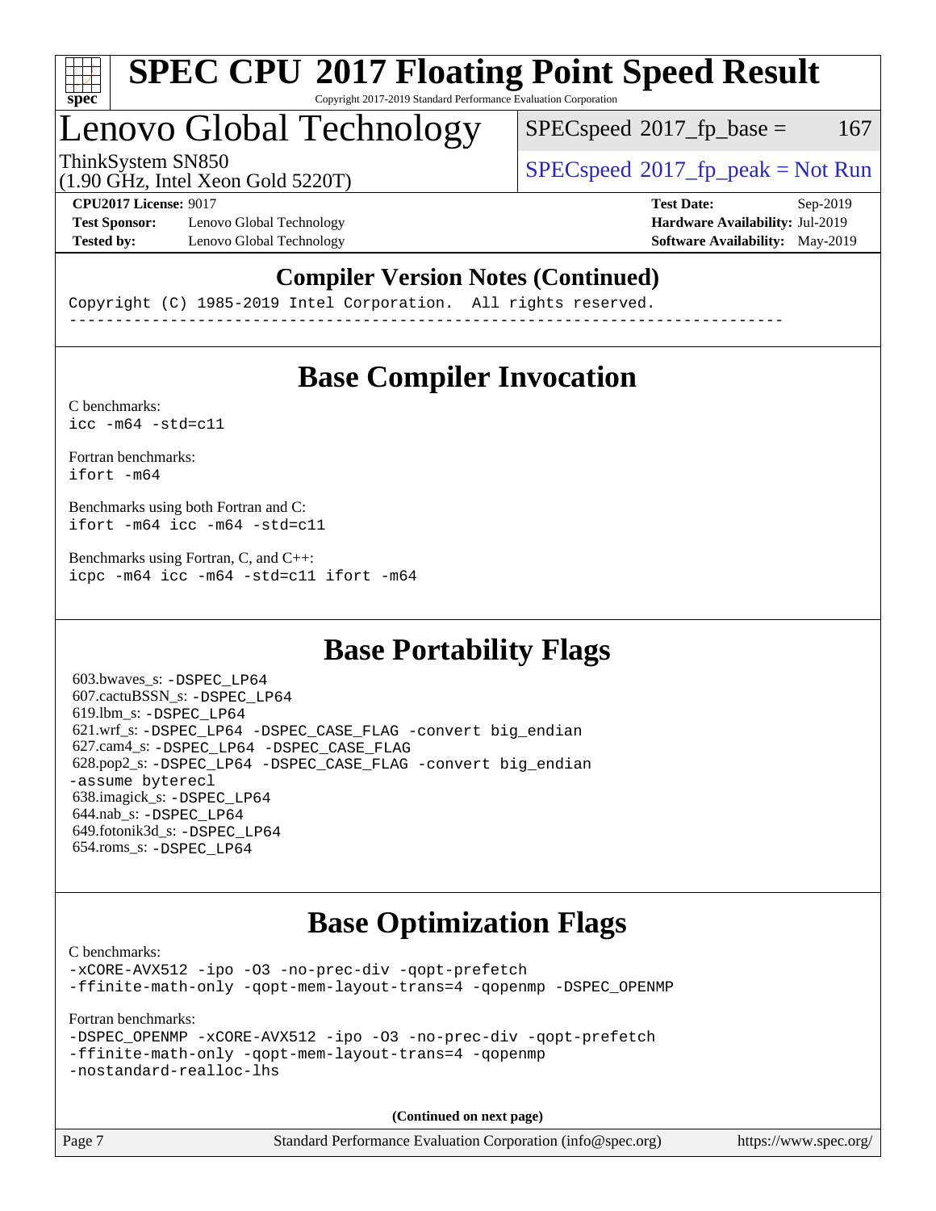## Compiler Version Notes (Continued)

```
Copyright (C) 1985-2019 Intel Corporation.  All rights reserved.
------------------------------------------------------------------------------
```

## Base Compiler Invocation

C benchmarks:
```
icc -m64 -std=c11
```

Fortran benchmarks:
```
ifort -m64
```

Benchmarks using both Fortran and C:
```
ifort -m64 icc -m64 -std=c11
```

Benchmarks using Fortran, C, and C++:
```
icpc -m64 icc -m64 -std=c11 ifort -m64
```

## Base Portability Flags

603.bwaves_s: `-DSPEC_LP64`
607.cactuBSSN_s: `-DSPEC_LP64`
619.lbm_s: `-DSPEC_LP64`
621.wrf_s: `-DSPEC_LP64 -DSPEC_CASE_FLAG -convert big_endian`
627.cam4_s: `-DSPEC_LP64 -DSPEC_CASE_FLAG`
628.pop2_s: `-DSPEC_LP64 -DSPEC_CASE_FLAG -convert big_endian -assume byterecl`
638.imagick_s: `-DSPEC_LP64`
644.nab_s: `-DSPEC_LP64`
649.fotonik3d_s: `-DSPEC_LP64`
654.roms_s: `-DSPEC_LP64`

## Base Optimization Flags

C benchmarks:
```
-xCORE-AVX512 -ipo -O3 -no-prec-div -qopt-prefetch
-ffinite-math-only -qopt-mem-layout-trans=4 -qopenmp -DSPEC_OPENMP
```

Fortran benchmarks:
```
-DSPEC_OPENMP -xCORE-AVX512 -ipo -O3 -no-prec-div -qopt-prefetch
-ffinite-math-only -qopt-mem-layout-trans=4 -qopenmp
-nostandard-realloc-lhs
```

**(Continued on next page)**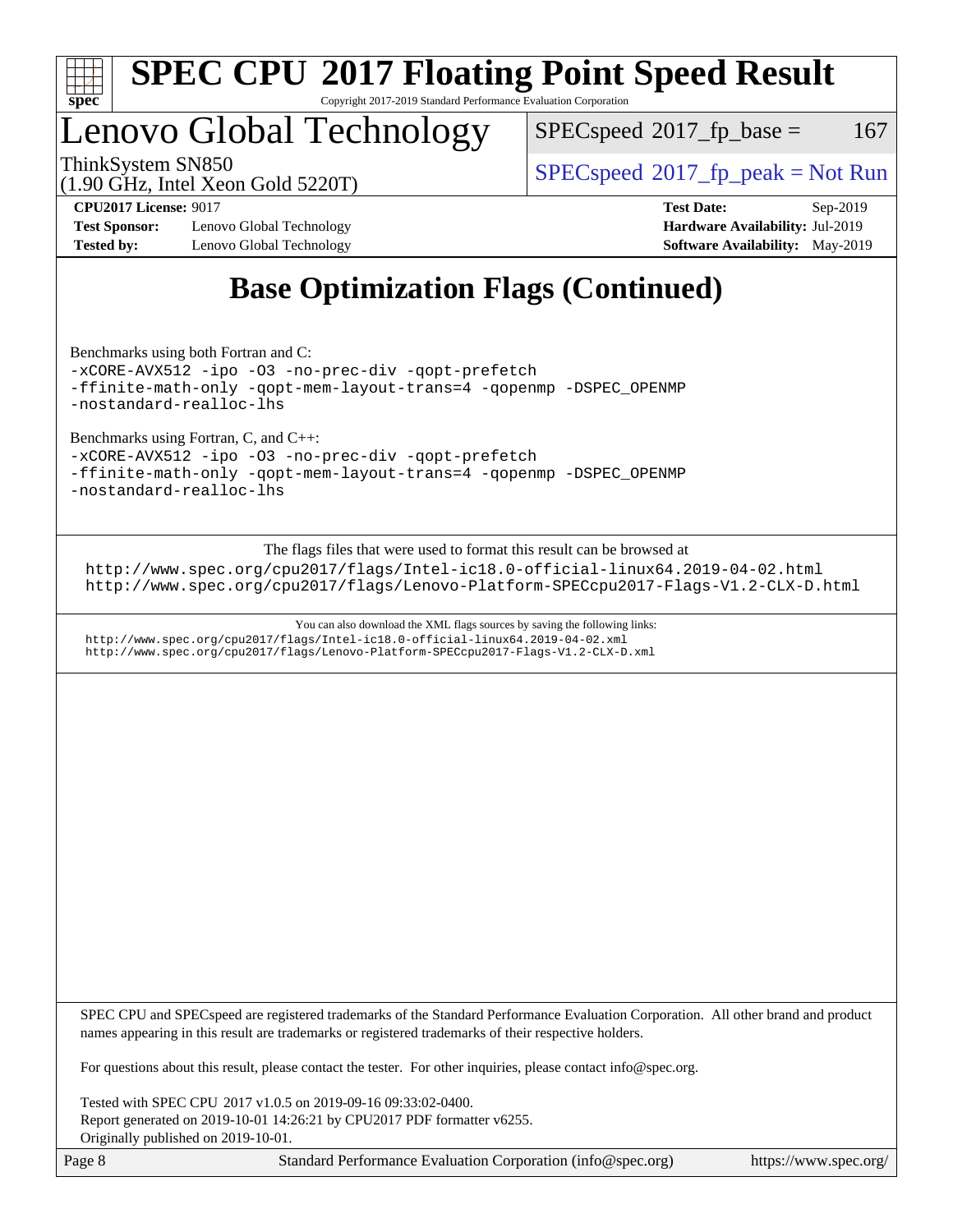# Base Optimization Flags (Continued)

Benchmarks using both Fortran and C:

```
-xCORE-AVX512 -ipo -O3 -no-prec-div -qopt-prefetch
-ffinite-math-only -qopt-mem-layout-trans=4 -qopenmp -DSPEC_OPENMP
-nostandard-realloc-lhs
```

Benchmarks using Fortran, C, and C++:

```
-xCORE-AVX512 -ipo -O3 -no-prec-div -qopt-prefetch
-ffinite-math-only -qopt-mem-layout-trans=4 -qopenmp -DSPEC_OPENMP
-nostandard-realloc-lhs
```

The flags files that were used to format this result can be browsed at

http://www.spec.org/cpu2017/flags/Intel-ic18.0-official-linux64.2019-04-02.html
http://www.spec.org/cpu2017/flags/Lenovo-Platform-SPECcpu2017-Flags-V1.2-CLX-D.html

You can also download the XML flags sources by saving the following links:

http://www.spec.org/cpu2017/flags/Intel-ic18.0-official-linux64.2019-04-02.xml
http://www.spec.org/cpu2017/flags/Lenovo-Platform-SPECcpu2017-Flags-V1.2-CLX-D.xml

SPEC CPU and SPECspeed are registered trademarks of the Standard Performance Evaluation Corporation. All other brand and product names appearing in this result are trademarks or registered trademarks of their respective holders.

For questions about this result, please contact the tester. For other inquiries, please contact info@spec.org.

Tested with SPEC CPU 2017 v1.0.5 on 2019-09-16 09:33:02-0400.
Report generated on 2019-10-01 14:26:21 by CPU2017 PDF formatter v6255.
Originally published on 2019-10-01.